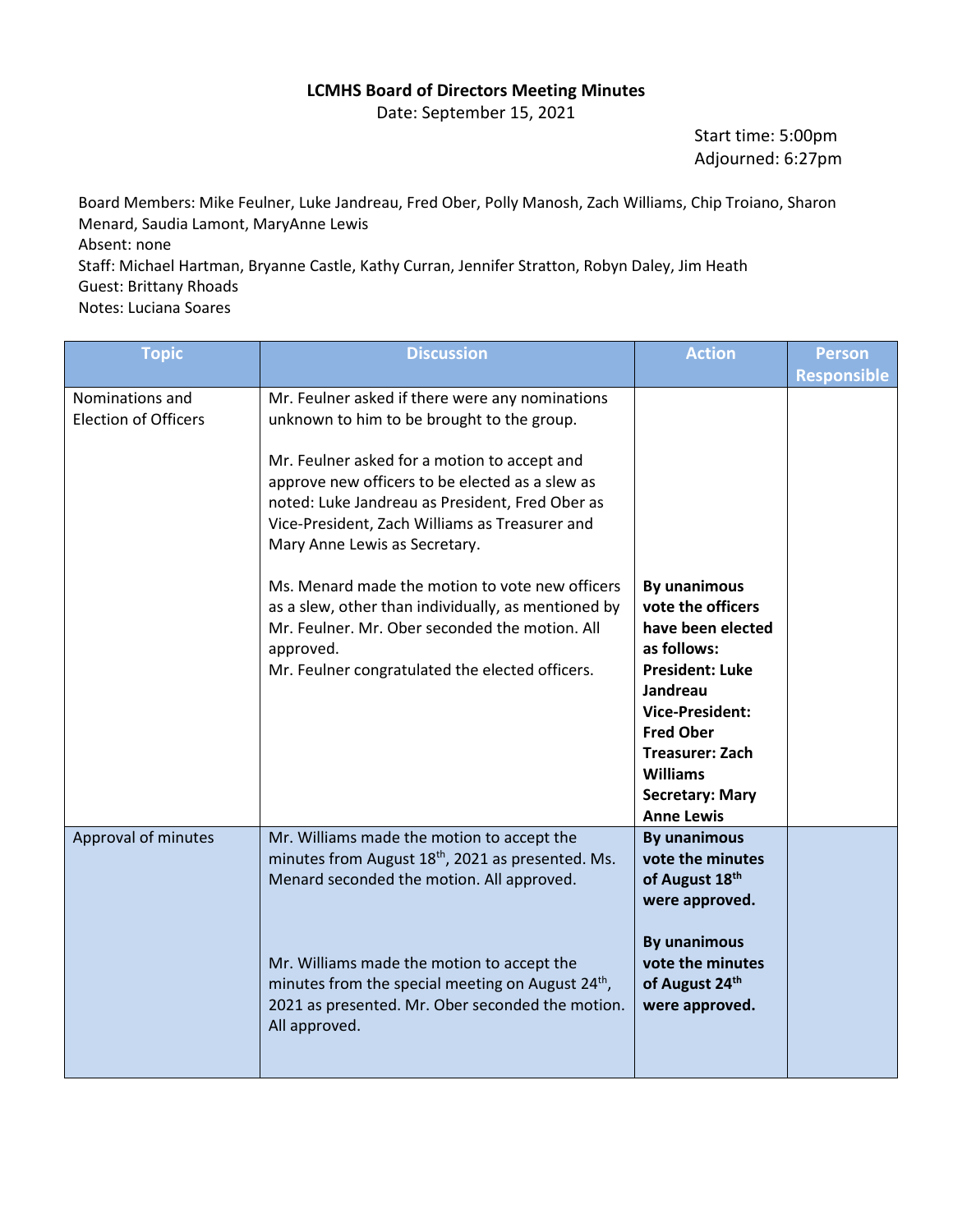**LCMHS Board of Directors Meeting Minutes**

Date: September 15, 2021

Start time: 5:00pm
Adjourned: 6:27pm

Board Members: Mike Feulner, Luke Jandreau, Fred Ober, Polly Manosh, Zach Williams, Chip Troiano, Sharon Menard, Saudia Lamont, MaryAnne Lewis
Absent: none
Staff: Michael Hartman, Bryanne Castle, Kathy Curran, Jennifer Stratton, Robyn Daley, Jim Heath
Guest: Brittany Rhoads
Notes: Luciana Soares

| Topic | Discussion | Action | Person Responsible |
|---|---|---|---|
| Nominations and Election of Officers | Mr. Feulner asked if there were any nominations unknown to him to be brought to the group.<br><br>Mr. Feulner asked for a motion to accept and approve new officers to be elected as a slew as noted: Luke Jandreau as President, Fred Ober as Vice-President, Zach Williams as Treasurer and Mary Anne Lewis as Secretary.<br><br>Ms. Menard made the motion to vote new officers as a slew, other than individually, as mentioned by Mr. Feulner. Mr. Ober seconded the motion. All approved.<br>Mr. Feulner congratulated the elected officers. | **By unanimous vote the officers have been elected as follows:<br>President: Luke Jandreau<br>Vice-President: Fred Ober<br>Treasurer: Zach Williams<br>Secretary: Mary Anne Lewis** | |
| Approval of minutes | Mr. Williams made the motion to accept the minutes from August 18th, 2021 as presented. Ms. Menard seconded the motion. All approved.<br><br>Mr. Williams made the motion to accept the minutes from the special meeting on August 24th, 2021 as presented. Mr. Ober seconded the motion. All approved. | **By unanimous vote the minutes of August 18th were approved.<br><br>By unanimous vote the minutes of August 24th were approved.** | |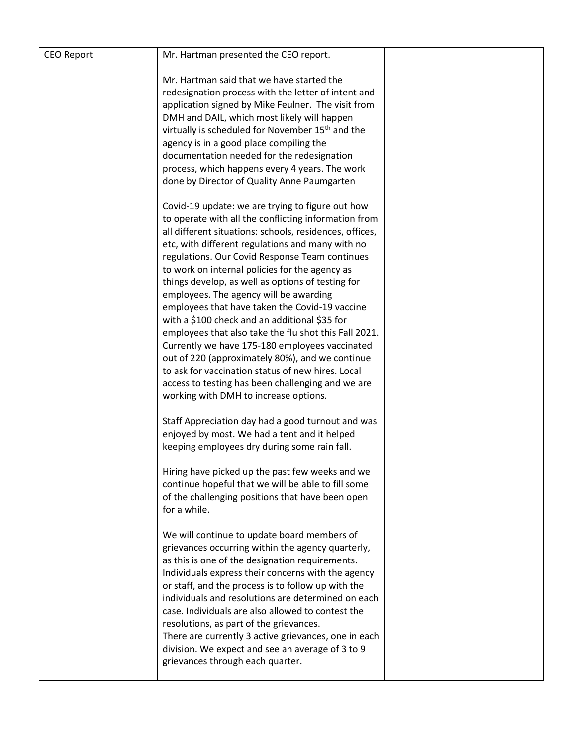| CEO Report | Mr. Hartman presented the CEO report.<br><br>Mr. Hartman said that we have started the redesignation process with the letter of intent and application signed by Mike Feulner. The visit from DMH and DAIL, which most likely will happen virtually is scheduled for November 15th and the agency is in a good place compiling the documentation needed for the redesignation process, which happens every 4 years. The work done by Director of Quality Anne Paumgarten<br><br>Covid-19 update: we are trying to figure out how to operate with all the conflicting information from all different situations: schools, residences, offices, etc, with different regulations and many with no regulations. Our Covid Response Team continues to work on internal policies for the agency as things develop, as well as options of testing for employees. The agency will be awarding employees that have taken the Covid-19 vaccine with a $100 check and an additional $35 for employees that also take the flu shot this Fall 2021. Currently we have 175-180 employees vaccinated out of 220 (approximately 80%), and we continue to ask for vaccination status of new hires. Local access to testing has been challenging and we are working with DMH to increase options.<br><br>Staff Appreciation day had a good turnout and was enjoyed by most. We had a tent and it helped keeping employees dry during some rain fall.<br><br>Hiring have picked up the past few weeks and we continue hopeful that we will be able to fill some of the challenging positions that have been open for a while.<br><br>We will continue to update board members of grievances occurring within the agency quarterly, as this is one of the designation requirements. Individuals express their concerns with the agency or staff, and the process is to follow up with the individuals and resolutions are determined on each case. Individuals are also allowed to contest the resolutions, as part of the grievances.<br>There are currently 3 active grievances, one in each division. We expect and see an average of 3 to 9 grievances through each quarter. | | |
|---|---|---|---|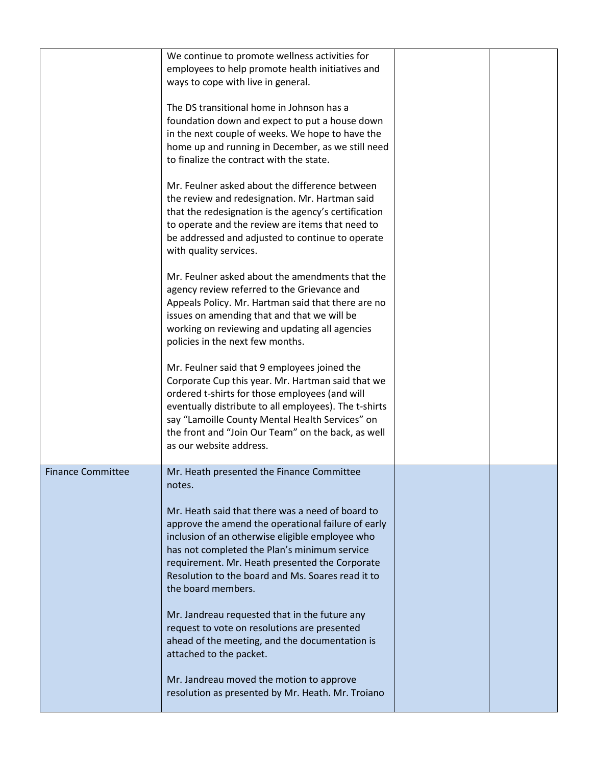| | | | |
|---|---|---|---|
| | We continue to promote wellness activities for employees to help promote health initiatives and ways to cope with live in general.<br><br>The DS transitional home in Johnson has a foundation down and expect to put a house down in the next couple of weeks. We hope to have the home up and running in December, as we still need to finalize the contract with the state.<br><br>Mr. Feulner asked about the difference between the review and redesignation. Mr. Hartman said that the redesignation is the agency's certification to operate and the review are items that need to be addressed and adjusted to continue to operate with quality services.<br><br>Mr. Feulner asked about the amendments that the agency review referred to the Grievance and Appeals Policy. Mr. Hartman said that there are no issues on amending that and that we will be working on reviewing and updating all agencies policies in the next few months.<br><br>Mr. Feulner said that 9 employees joined the Corporate Cup this year. Mr. Hartman said that we ordered t-shirts for those employees (and will eventually distribute to all employees). The t-shirts say "Lamoille County Mental Health Services" on the front and "Join Our Team" on the back, as well as our website address. | | |
| Finance Committee | Mr. Heath presented the Finance Committee notes.<br><br>Mr. Heath said that there was a need of board to approve the amend the operational failure of early inclusion of an otherwise eligible employee who has not completed the Plan's minimum service requirement. Mr. Heath presented the Corporate Resolution to the board and Ms. Soares read it to the board members.<br><br>Mr. Jandreau requested that in the future any request to vote on resolutions are presented ahead of the meeting, and the documentation is attached to the packet.<br><br>Mr. Jandreau moved the motion to approve resolution as presented by Mr. Heath. Mr. Troiano | | |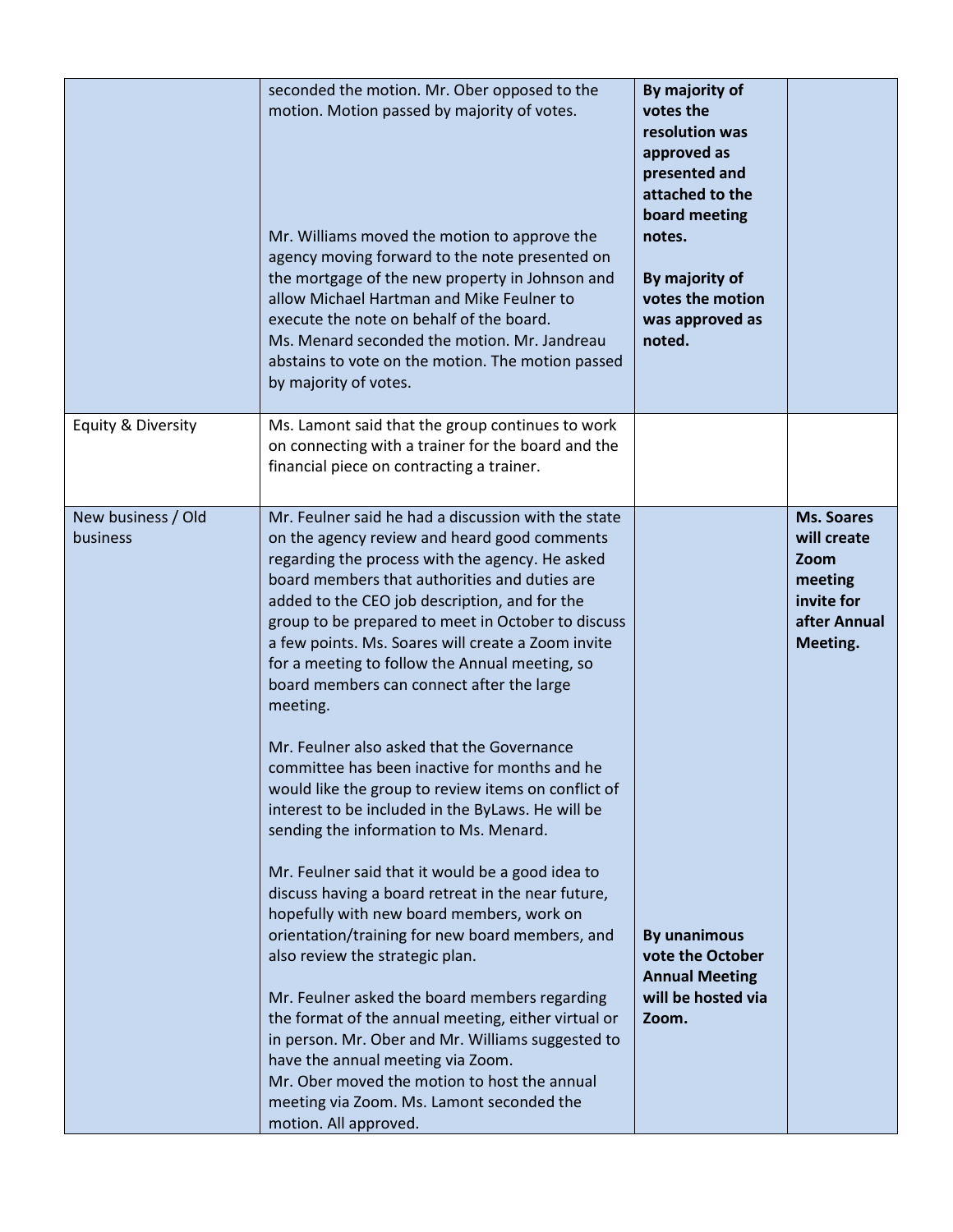| | | | |
|---|---|---|---|
| | seconded the motion. Mr. Ober opposed to the motion. Motion passed by majority of votes.<br><br>Mr. Williams moved the motion to approve the agency moving forward to the note presented on the mortgage of the new property in Johnson and allow Michael Hartman and Mike Feulner to execute the note on behalf of the board.<br>Ms. Menard seconded the motion. Mr. Jandreau abstains to vote on the motion. The motion passed by majority of votes. | **By majority of votes the resolution was approved as presented and attached to the board meeting notes.**<br><br>**By majority of votes the motion was approved as noted.** | |
| Equity & Diversity | Ms. Lamont said that the group continues to work on connecting with a trainer for the board and the financial piece on contracting a trainer. | | |
| New business / Old business | Mr. Feulner said he had a discussion with the state on the agency review and heard good comments regarding the process with the agency. He asked board members that authorities and duties are added to the CEO job description, and for the group to be prepared to meet in October to discuss a few points. Ms. Soares will create a Zoom invite for a meeting to follow the Annual meeting, so board members can connect after the large meeting.<br><br>Mr. Feulner also asked that the Governance committee has been inactive for months and he would like the group to review items on conflict of interest to be included in the ByLaws. He will be sending the information to Ms. Menard.<br><br>Mr. Feulner said that it would be a good idea to discuss having a board retreat in the near future, hopefully with new board members, work on orientation/training for new board members, and also review the strategic plan.<br><br>Mr. Feulner asked the board members regarding the format of the annual meeting, either virtual or in person. Mr. Ober and Mr. Williams suggested to have the annual meeting via Zoom.<br>Mr. Ober moved the motion to host the annual meeting via Zoom. Ms. Lamont seconded the motion. All approved. | **By unanimous vote the October Annual Meeting will be hosted via Zoom.** | **Ms. Soares will create Zoom meeting invite for after Annual Meeting.** |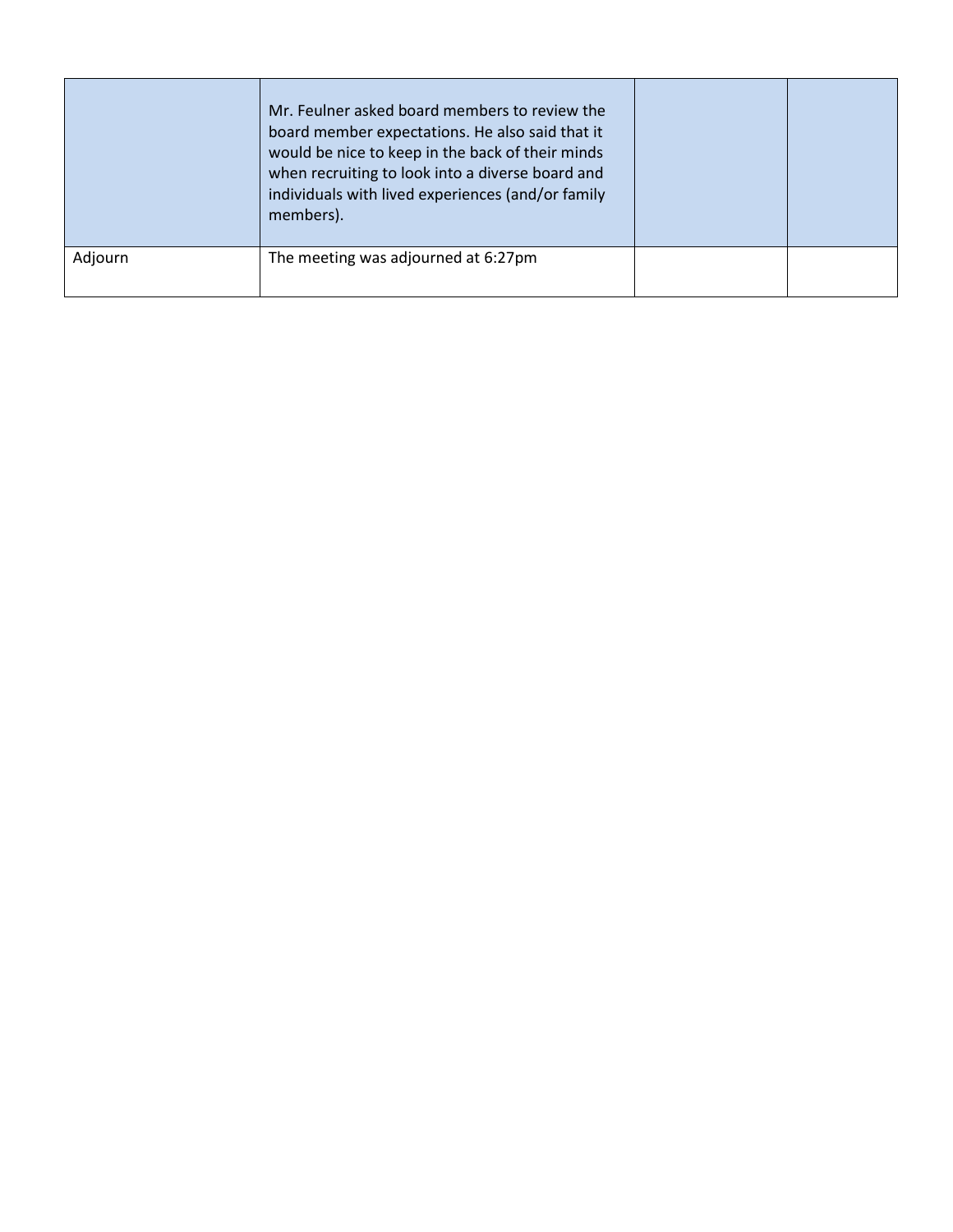| | | | |
|---|---|---|---|
| | Mr. Feulner asked board members to review the board member expectations. He also said that it would be nice to keep in the back of their minds when recruiting to look into a diverse board and individuals with lived experiences (and/or family members). | | |
| Adjourn | The meeting was adjourned at 6:27pm | | |